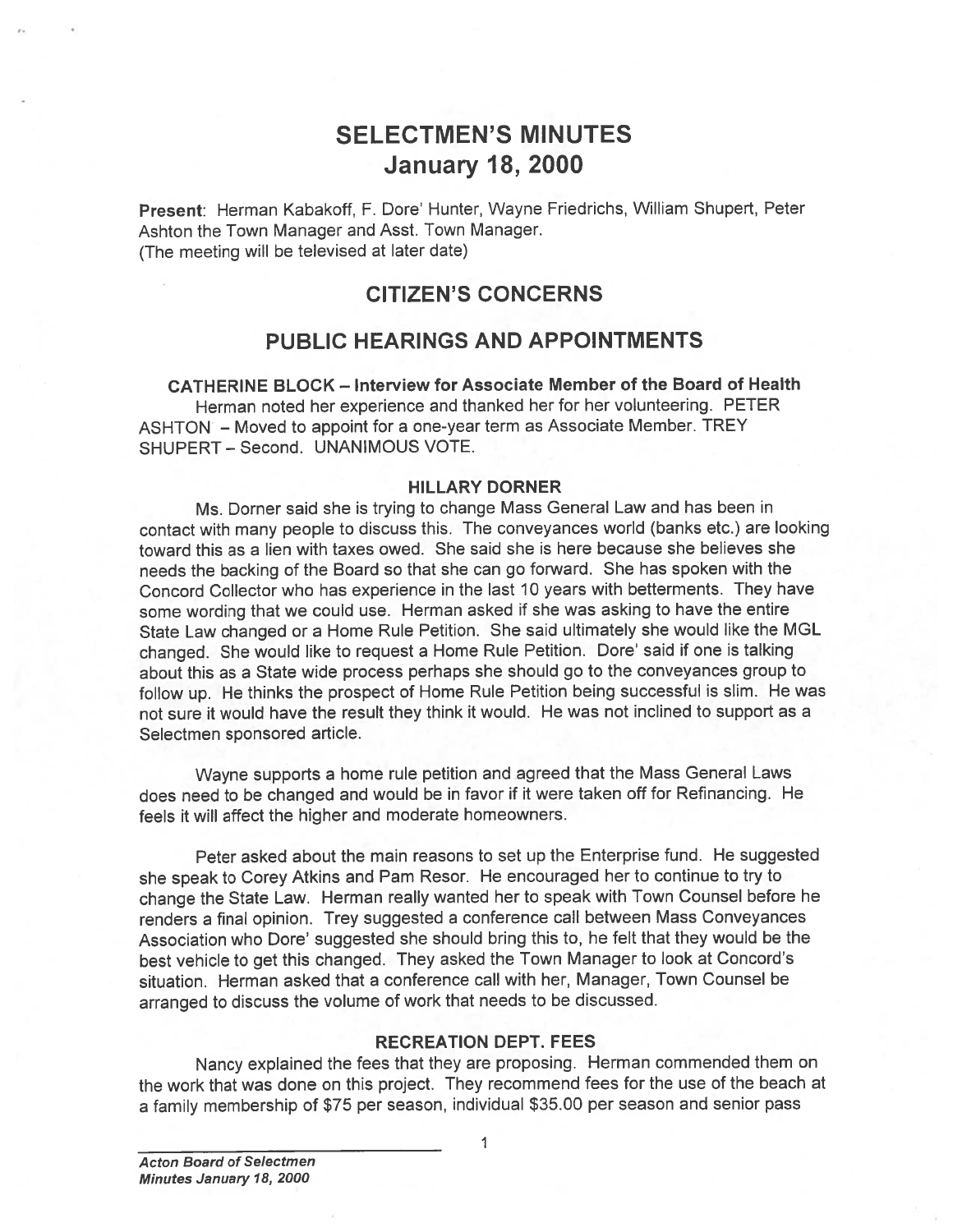# SELECTMEN'S MINUTES
# January 18, 2000

**Present**: Herman Kabakoff, F. Dore' Hunter, Wayne Friedrichs, William Shupert, Peter Ashton the Town Manager and Asst. Town Manager.
(The meeting will be televised at later date)

## CITIZEN'S CONCERNS

## PUBLIC HEARINGS AND APPOINTMENTS

### CATHERINE BLOCK – Interview for Associate Member of the Board of Health

Herman noted her experience and thanked her for her volunteering. PETER ASHTON – Moved to appoint for a one-year term as Associate Member. TREY SHUPERT – Second. UNANIMOUS VOTE.

### HILLARY DORNER

Ms. Dorner said she is trying to change Mass General Law and has been in contact with many people to discuss this. The conveyances world (banks etc.) are looking toward this as a lien with taxes owed. She said she is here because she believes she needs the backing of the Board so that she can go forward. She has spoken with the Concord Collector who has experience in the last 10 years with betterments. They have some wording that we could use. Herman asked if she was asking to have the entire State Law changed or a Home Rule Petition. She said ultimately she would like the MGL changed. She would like to request a Home Rule Petition. Dore' said if one is talking about this as a State wide process perhaps she should go to the conveyances group to follow up. He thinks the prospect of Home Rule Petition being successful is slim. He was not sure it would have the result they think it would. He was not inclined to support as a Selectmen sponsored article.

Wayne supports a home rule petition and agreed that the Mass General Laws does need to be changed and would be in favor if it were taken off for Refinancing. He feels it will affect the higher and moderate homeowners.

Peter asked about the main reasons to set up the Enterprise fund. He suggested she speak to Corey Atkins and Pam Resor. He encouraged her to continue to try to change the State Law. Herman really wanted her to speak with Town Counsel before he renders a final opinion. Trey suggested a conference call between Mass Conveyances Association who Dore' suggested she should bring this to, he felt that they would be the best vehicle to get this changed. They asked the Town Manager to look at Concord's situation. Herman asked that a conference call with her, Manager, Town Counsel be arranged to discuss the volume of work that needs to be discussed.

### RECREATION DEPT. FEES

Nancy explained the fees that they are proposing. Herman commended them on the work that was done on this project. They recommend fees for the use of the beach at a family membership of $75 per season, individual $35.00 per season and senior pass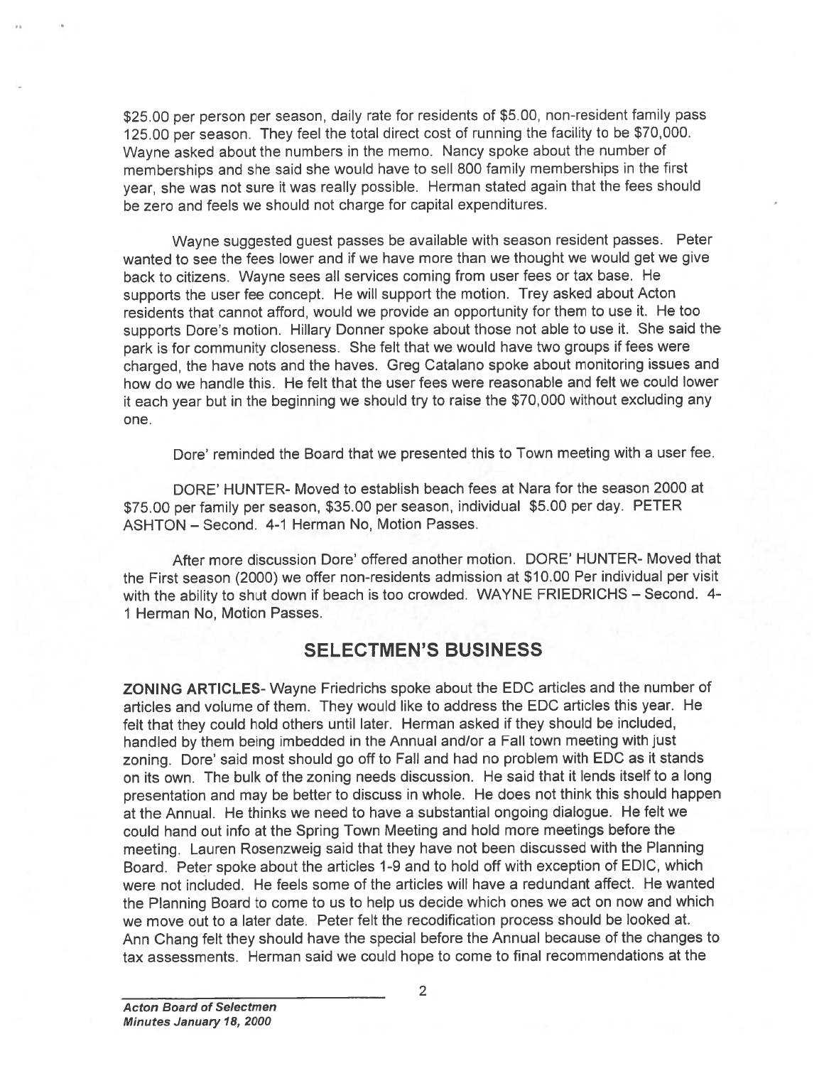$25.00 per person per season, daily rate for residents of $5.00, non-resident family pass 125.00 per season. They feel the total direct cost of running the facility to be $70,000. Wayne asked about the numbers in the memo. Nancy spoke about the number of memberships and she said she would have to sell 800 family memberships in the first year, she was not sure it was really possible. Herman stated again that the fees should be zero and feels we should not charge for capital expenditures.

Wayne suggested guest passes be available with season resident passes. Peter wanted to see the fees lower and if we have more than we thought we would get we give back to citizens. Wayne sees all services coming from user fees or tax base. He supports the user fee concept. He will support the motion. Trey asked about Acton residents that cannot afford, would we provide an opportunity for them to use it. He too supports Dore's motion. Hillary Donner spoke about those not able to use it. She said the park is for community closeness. She felt that we would have two groups if fees were charged, the have nots and the haves. Greg Catalano spoke about monitoring issues and how do we handle this. He felt that the user fees were reasonable and felt we could lower it each year but in the beginning we should try to raise the $70,000 without excluding any one.

Dore' reminded the Board that we presented this to Town meeting with a user fee.

DORE' HUNTER- Moved to establish beach fees at Nara for the season 2000 at $75.00 per family per season, $35.00 per season, individual $5.00 per day. PETER ASHTON – Second. 4-1 Herman No, Motion Passes.

After more discussion Dore' offered another motion. DORE' HUNTER- Moved that the First season (2000) we offer non-residents admission at $10.00 Per individual per visit with the ability to shut down if beach is too crowded. WAYNE FRIEDRICHS – Second. 4-1 Herman No, Motion Passes.

## SELECTMEN'S BUSINESS

**ZONING ARTICLES**- Wayne Friedrichs spoke about the EDC articles and the number of articles and volume of them. They would like to address the EDC articles this year. He felt that they could hold others until later. Herman asked if they should be included, handled by them being imbedded in the Annual and/or a Fall town meeting with just zoning. Dore' said most should go off to Fall and had no problem with EDC as it stands on its own. The bulk of the zoning needs discussion. He said that it lends itself to a long presentation and may be better to discuss in whole. He does not think this should happen at the Annual. He thinks we need to have a substantial ongoing dialogue. He felt we could hand out info at the Spring Town Meeting and hold more meetings before the meeting. Lauren Rosenzweig said that they have not been discussed with the Planning Board. Peter spoke about the articles 1-9 and to hold off with exception of EDIC, which were not included. He feels some of the articles will have a redundant affect. He wanted the Planning Board to come to us to help us decide which ones we act on now and which we move out to a later date. Peter felt the recodification process should be looked at. Ann Chang felt they should have the special before the Annual because of the changes to tax assessments. Herman said we could hope to come to final recommendations at the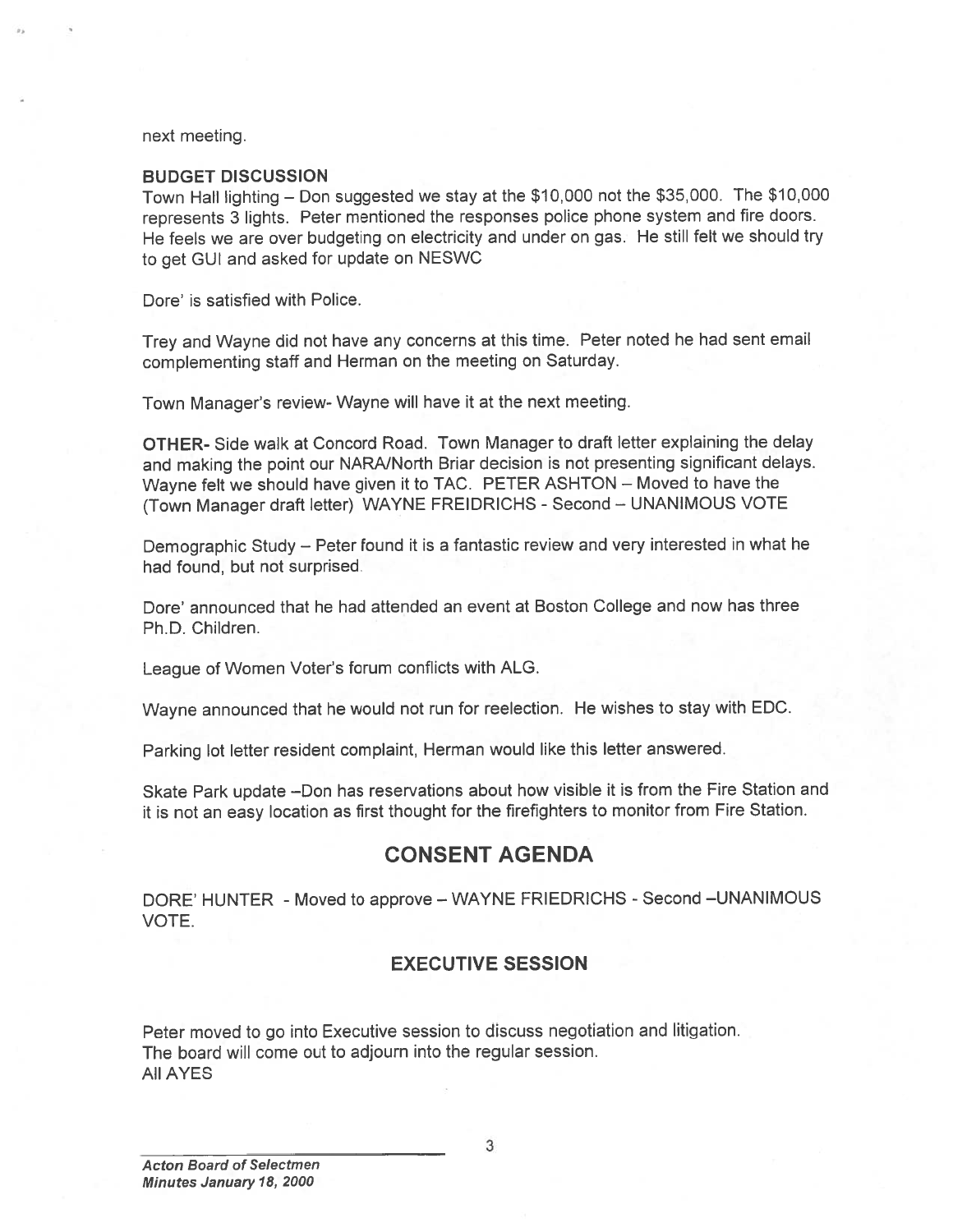next meeting.

**BUDGET DISCUSSION**

Town Hall lighting – Don suggested we stay at the $10,000 not the $35,000. The $10,000 represents 3 lights. Peter mentioned the responses police phone system and fire doors. He feels we are over budgeting on electricity and under on gas. He still felt we should try to get GUI and asked for update on NESWC

Dore' is satisfied with Police.

Trey and Wayne did not have any concerns at this time. Peter noted he had sent email complementing staff and Herman on the meeting on Saturday.

Town Manager's review- Wayne will have it at the next meeting.

**OTHER-** Side walk at Concord Road. Town Manager to draft letter explaining the delay and making the point our NARA/North Briar decision is not presenting significant delays. Wayne felt we should have given it to TAC. PETER ASHTON – Moved to have the (Town Manager draft letter) WAYNE FREIDRICHS - Second – UNANIMOUS VOTE

Demographic Study – Peter found it is a fantastic review and very interested in what he had found, but not surprised.

Dore' announced that he had attended an event at Boston College and now has three Ph.D. Children.

League of Women Voter's forum conflicts with ALG.

Wayne announced that he would not run for reelection. He wishes to stay with EDC.

Parking lot letter resident complaint, Herman would like this letter answered.

Skate Park update –Don has reservations about how visible it is from the Fire Station and it is not an easy location as first thought for the firefighters to monitor from Fire Station.

## CONSENT AGENDA

DORE' HUNTER - Moved to approve – WAYNE FRIEDRICHS - Second –UNANIMOUS VOTE.

### EXECUTIVE SESSION

Peter moved to go into Executive session to discuss negotiation and litigation.
The board will come out to adjourn into the regular session.
All AYES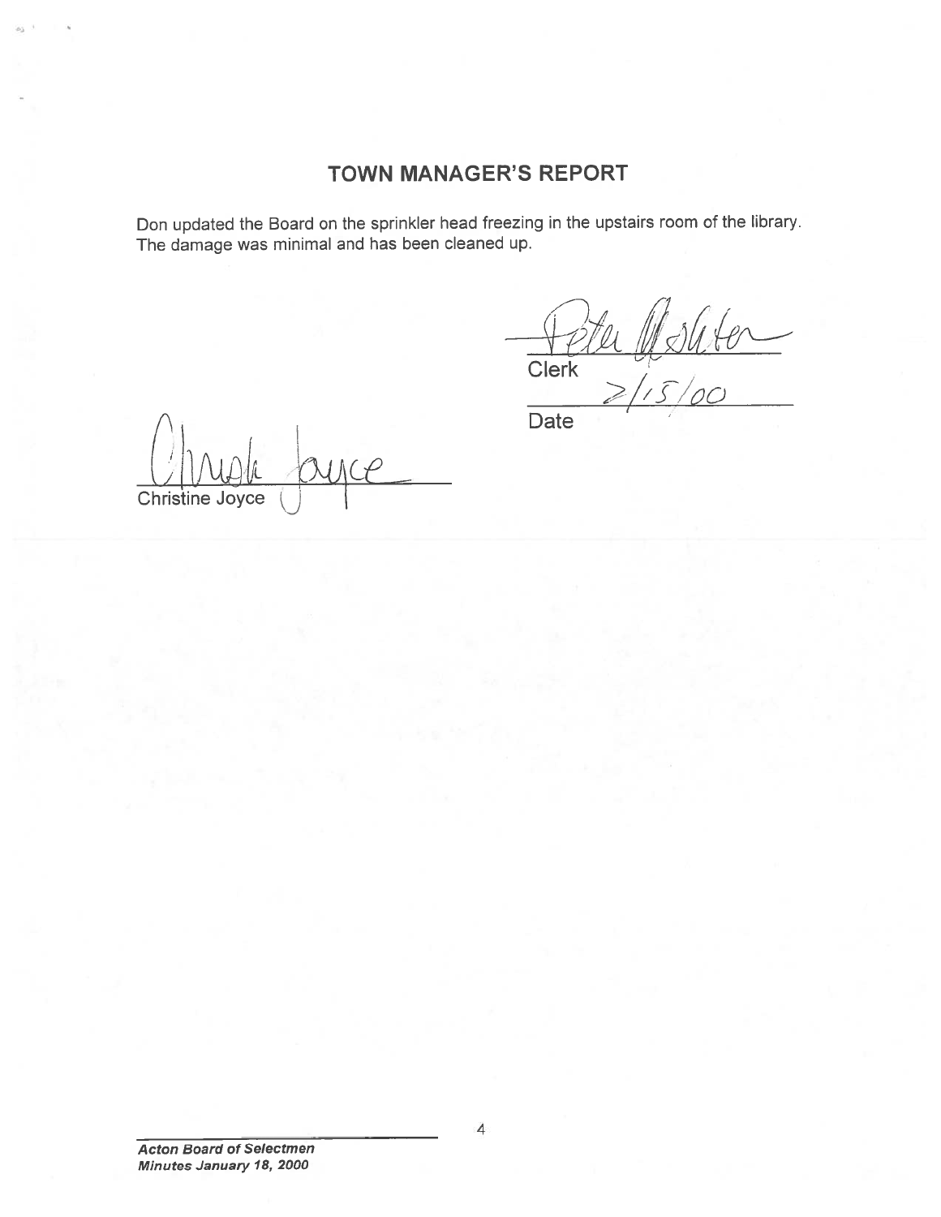## TOWN MANAGER'S REPORT

Don updated the Board on the sprinkler head freezing in the upstairs room of the library. The damage was minimal and has been cleaned up.

Clerk

2/15/00

Date

Christine Joyce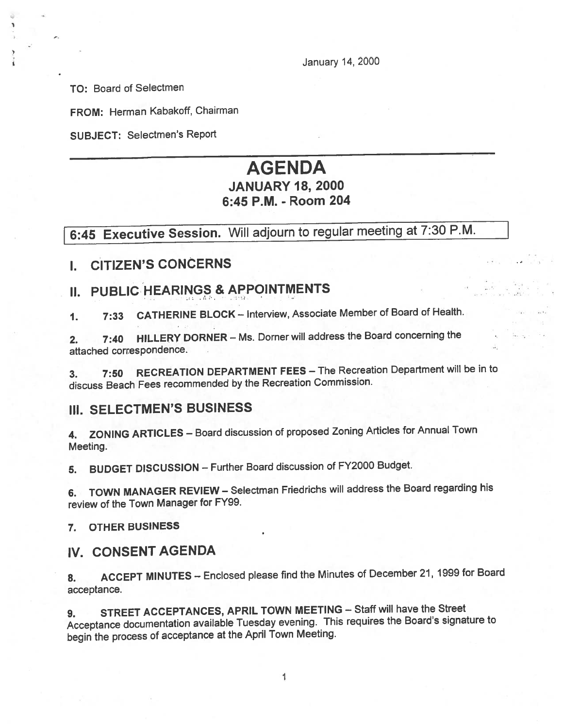January 14, 2000

**TO:** Board of Selectmen

**FROM:** Herman Kabakoff, Chairman

**SUBJECT:** Selectmen's Report

---

# AGENDA

## JANUARY 18, 2000
## 6:45 P.M. - Room 204

**6:45 Executive Session.** Will adjourn to regular meeting at 7:30 P.M.

## I. CITIZEN'S CONCERNS

## II. PUBLIC HEARINGS & APPOINTMENTS

1. **7:33 CATHERINE BLOCK** – Interview, Associate Member of Board of Health.

2. **7:40 HILLERY DORNER** – Ms. Dorner will address the Board concerning the attached correspondence.

3. **7:50 RECREATION DEPARTMENT FEES** – The Recreation Department will be in to discuss Beach Fees recommended by the Recreation Commission.

## III. SELECTMEN'S BUSINESS

4. **ZONING ARTICLES** – Board discussion of proposed Zoning Articles for Annual Town Meeting.

5. **BUDGET DISCUSSION** – Further Board discussion of FY2000 Budget.

6. **TOWN MANAGER REVIEW** – Selectman Friedrichs will address the Board regarding his review of the Town Manager for FY99.

7. **OTHER BUSINESS**

## IV. CONSENT AGENDA

8. **ACCEPT MINUTES** – Enclosed please find the Minutes of December 21, 1999 for Board acceptance.

9. **STREET ACCEPTANCES, APRIL TOWN MEETING** – Staff will have the Street Acceptance documentation available Tuesday evening. This requires the Board's signature to begin the process of acceptance at the April Town Meeting.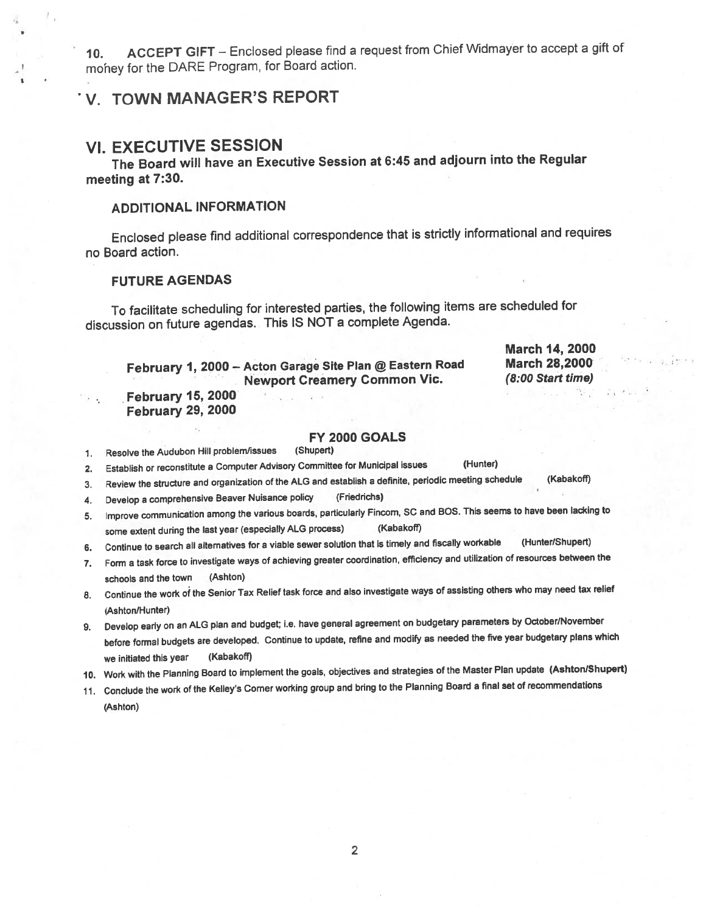10. **ACCEPT GIFT** – Enclosed please find a request from Chief Widmayer to accept a gift of money for the DARE Program, for Board action.

## V. TOWN MANAGER'S REPORT

## VI. EXECUTIVE SESSION

**The Board will have an Executive Session at 6:45 and adjourn into the Regular meeting at 7:30.**

### ADDITIONAL INFORMATION

Enclosed please find additional correspondence that is strictly informational and requires no Board action.

### FUTURE AGENDAS

To facilitate scheduling for interested parties, the following items are scheduled for discussion on future agendas. This IS NOT a complete Agenda.

**February 1, 2000 – Acton Garage Site Plan @ Eastern Road**
**Newport Creamery Common Vic.**

**February 15, 2000**

**February 29, 2000**

**March 14, 2000**

**March 28,2000**
***(8:00 Start time)***

### FY 2000 GOALS

1. Resolve the Audubon Hill problem/issues (Shupert)
2. Establish or reconstitute a Computer Advisory Committee for Municipal issues (Hunter)
3. Review the structure and organization of the ALG and establish a definite, periodic meeting schedule (Kabakoff)
4. Develop a comprehensive Beaver Nuisance policy (Friedrichs)
5. Improve communication among the various boards, particularly Fincom, SC and BOS. This seems to have been lacking to some extent during the last year (especially ALG process) (Kabakoff)
6. Continue to search all alternatives for a viable sewer solution that is timely and fiscally workable (Hunter/Shupert)
7. Form a task force to investigate ways of achieving greater coordination, efficiency and utilization of resources between the schools and the town (Ashton)
8. Continue the work of the Senior Tax Relief task force and also investigate ways of assisting others who may need tax relief (Ashton/Hunter)
9. Develop early on an ALG plan and budget; i.e. have general agreement on budgetary parameters by October/November before formal budgets are developed. Continue to update, refine and modify as needed the five year budgetary plans which we initiated this year (Kabakoff)
10. Work with the Planning Board to implement the goals, objectives and strategies of the Master Plan update **(Ashton/Shupert)**
11. Conclude the work of the Kelley's Corner working group and bring to the Planning Board a final set of recommendations (Ashton)